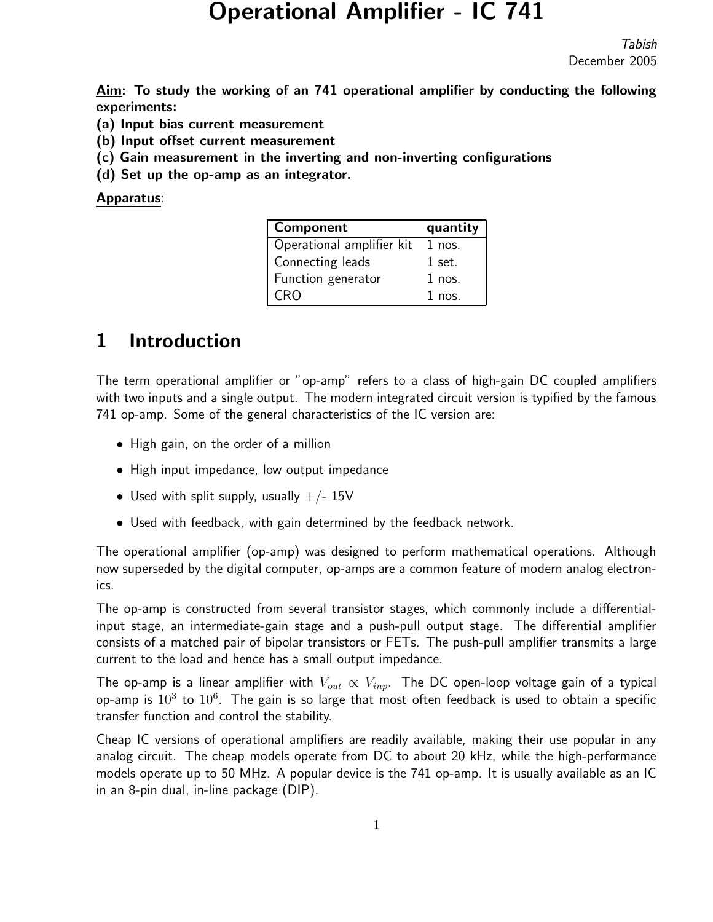# Operational Amplifier - IC 741

*Tabish*
December 2005

**<u>Aim</u>: To study the working of an 741 operational amplifier by conducting the following experiments:**
**(a) Input bias current measurement**
**(b) Input offset current measurement**
**(c) Gain measurement in the inverting and non-inverting configurations**
**(d) Set up the op-amp as an integrator.**

**<u>Apparatus</u>**:

| Component | quantity |
| --- | --- |
| Operational amplifier kit | 1 nos. |
| Connecting leads | 1 set. |
| Function generator | 1 nos. |
| CRO | 1 nos. |

## 1 Introduction

The term operational amplifier or "op-amp" refers to a class of high-gain DC coupled amplifiers with two inputs and a single output. The modern integrated circuit version is typified by the famous 741 op-amp. Some of the general characteristics of the IC version are:

- High gain, on the order of a million
- High input impedance, low output impedance
- Used with split supply, usually $+/-$ 15V
- Used with feedback, with gain determined by the feedback network.

The operational amplifier (op-amp) was designed to perform mathematical operations. Although now superseded by the digital computer, op-amps are a common feature of modern analog electronics.

The op-amp is constructed from several transistor stages, which commonly include a differential-input stage, an intermediate-gain stage and a push-pull output stage. The differential amplifier consists of a matched pair of bipolar transistors or FETs. The push-pull amplifier transmits a large current to the load and hence has a small output impedance.

The op-amp is a linear amplifier with $V_{out} \propto V_{inp}$. The DC open-loop voltage gain of a typical op-amp is $10^3$ to $10^6$. The gain is so large that most often feedback is used to obtain a specific transfer function and control the stability.

Cheap IC versions of operational amplifiers are readily available, making their use popular in any analog circuit. The cheap models operate from DC to about 20 kHz, while the high-performance models operate up to 50 MHz. A popular device is the 741 op-amp. It is usually available as an IC in an 8-pin dual, in-line package (DIP).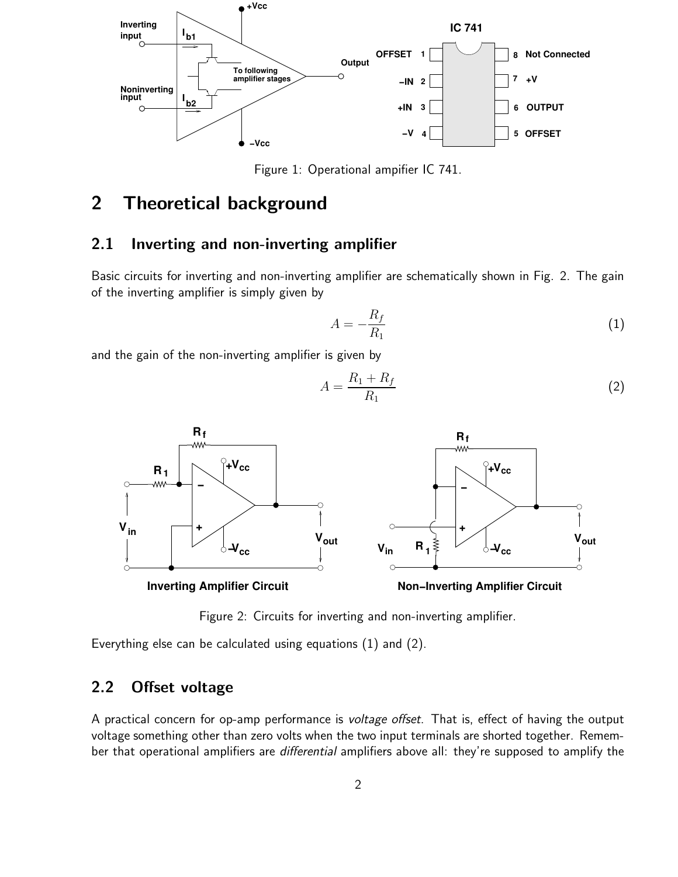Figure 1: Operational ampifier IC 741.

## 2 Theoretical background

### 2.1 Inverting and non-inverting amplifier

Basic circuits for inverting and non-inverting amplifier are schematically shown in Fig. 2. The gain of the inverting amplifier is simply given by

$$A = -\frac{R_f}{R_1} \tag{1}$$

and the gain of the non-inverting amplifier is given by

$$A = \frac{R_1 + R_f}{R_1} \tag{2}$$

Figure 2: Circuits for inverting and non-inverting amplifier.

Everything else can be calculated using equations (1) and (2).

### 2.2 Offset voltage

A practical concern for op-amp performance is *voltage offset*. That is, effect of having the output voltage something other than zero volts when the two input terminals are shorted together. Remember that operational amplifiers are *differential* amplifiers above all: they're supposed to amplify the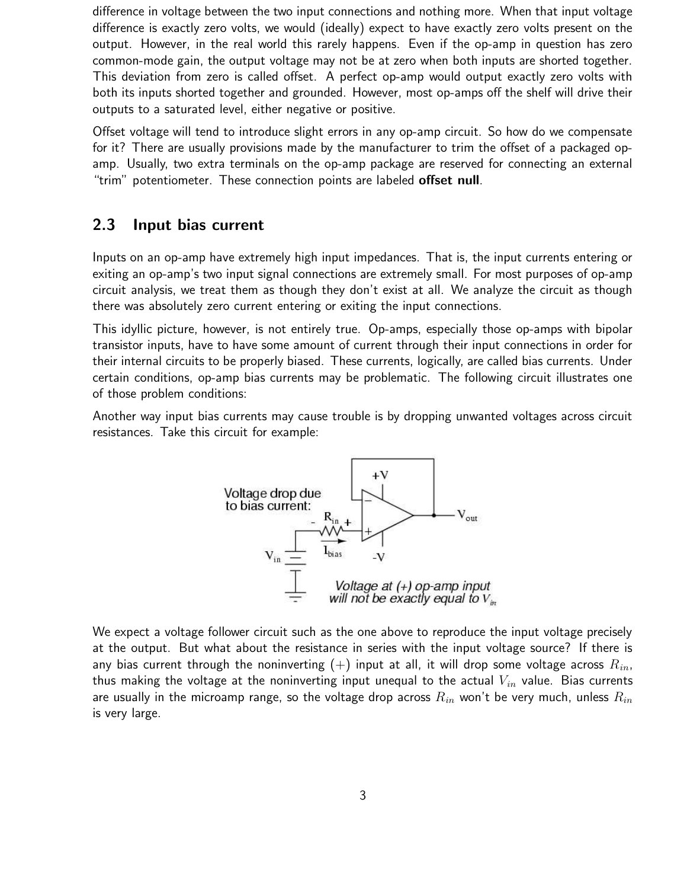difference in voltage between the two input connections and nothing more. When that input voltage difference is exactly zero volts, we would (ideally) expect to have exactly zero volts present on the output. However, in the real world this rarely happens. Even if the op-amp in question has zero common-mode gain, the output voltage may not be at zero when both inputs are shorted together. This deviation from zero is called offset. A perfect op-amp would output exactly zero volts with both its inputs shorted together and grounded. However, most op-amps off the shelf will drive their outputs to a saturated level, either negative or positive.

Offset voltage will tend to introduce slight errors in any op-amp circuit. So how do we compensate for it? There are usually provisions made by the manufacturer to trim the offset of a packaged op-amp. Usually, two extra terminals on the op-amp package are reserved for connecting an external "trim" potentiometer. These connection points are labeled **offset null**.

## 2.3 Input bias current

Inputs on an op-amp have extremely high input impedances. That is, the input currents entering or exiting an op-amp's two input signal connections are extremely small. For most purposes of op-amp circuit analysis, we treat them as though they don't exist at all. We analyze the circuit as though there was absolutely zero current entering or exiting the input connections.

This idyllic picture, however, is not entirely true. Op-amps, especially those op-amps with bipolar transistor inputs, have to have some amount of current through their input connections in order for their internal circuits to be properly biased. These currents, logically, are called bias currents. Under certain conditions, op-amp bias currents may be problematic. The following circuit illustrates one of those problem conditions:

Another way input bias currents may cause trouble is by dropping unwanted voltages across circuit resistances. Take this circuit for example:

Voltage drop due to bias current:

Voltage at (+) op-amp input will not be exactly equal to $V_{in}$

We expect a voltage follower circuit such as the one above to reproduce the input voltage precisely at the output. But what about the resistance in series with the input voltage source? If there is any bias current through the noninverting (+) input at all, it will drop some voltage across $R_{in}$, thus making the voltage at the noninverting input unequal to the actual $V_{in}$ value. Bias currents are usually in the microamp range, so the voltage drop across $R_{in}$ won't be very much, unless $R_{in}$ is very large.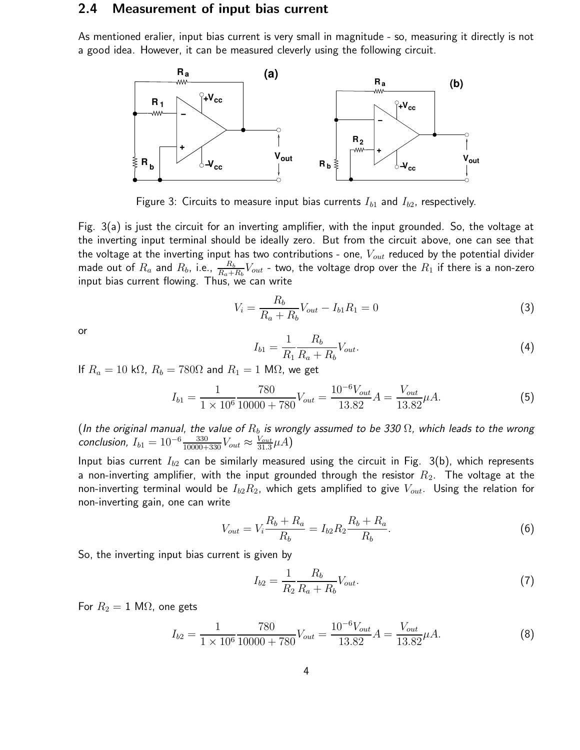## 2.4 Measurement of input bias current

As mentioned eralier, input bias current is very small in magnitude - so, measuring it directly is not a good idea. However, it can be measured cleverly using the following circuit.

Figure 3: Circuits to measure input bias currents $I_{b1}$ and $I_{b2}$, respectively.

Fig. 3(a) is just the circuit for an inverting amplifier, with the input grounded. So, the voltage at the inverting input terminal should be ideally zero. But from the circuit above, one can see that the voltage at the inverting input has two contributions - one, $V_{out}$ reduced by the potential divider made out of $R_a$ and $R_b$, i.e., $\frac{R_b}{R_a+R_b}V_{out}$ - two, the voltage drop over the $R_1$ if there is a non-zero input bias current flowing. Thus, we can write

$$V_i = \frac{R_b}{R_a + R_b}V_{out} - I_{b1}R_1 = 0 \tag{3}$$

or

$$I_{b1} = \frac{1}{R_1}\frac{R_b}{R_a + R_b}V_{out}. \tag{4}$$

If $R_a = 10$ k$\Omega$, $R_b = 780\Omega$ and $R_1 = 1$ M$\Omega$, we get

$$I_{b1} = \frac{1}{1 \times 10^6}\frac{780}{10000 + 780}V_{out} = \frac{10^{-6}V_{out}}{13.82}A = \frac{V_{out}}{13.82}\mu A. \tag{5}$$

(*In the original manual, the value of $R_b$ is wrongly assumed to be 330 $\Omega$, which leads to the wrong conclusion,* $I_{b1} = 10^{-6}\frac{330}{10000+330}V_{out} \approx \frac{V_{out}}{31.3}\mu A$)

Input bias current $I_{b2}$ can be similarly measured using the circuit in Fig. 3(b), which represents a non-inverting amplifier, with the input grounded through the resistor $R_2$. The voltage at the non-inverting terminal would be $I_{b2}R_2$, which gets amplified to give $V_{out}$. Using the relation for non-inverting gain, one can write

$$V_{out} = V_i\frac{R_b + R_a}{R_b} = I_{b2}R_2\frac{R_b + R_a}{R_b}. \tag{6}$$

So, the inverting input bias current is given by

$$I_{b2} = \frac{1}{R_2}\frac{R_b}{R_a + R_b}V_{out}. \tag{7}$$

For $R_2 = 1$ M$\Omega$, one gets

$$I_{b2} = \frac{1}{1 \times 10^6}\frac{780}{10000 + 780}V_{out} = \frac{10^{-6}V_{out}}{13.82}A = \frac{V_{out}}{13.82}\mu A. \tag{8}$$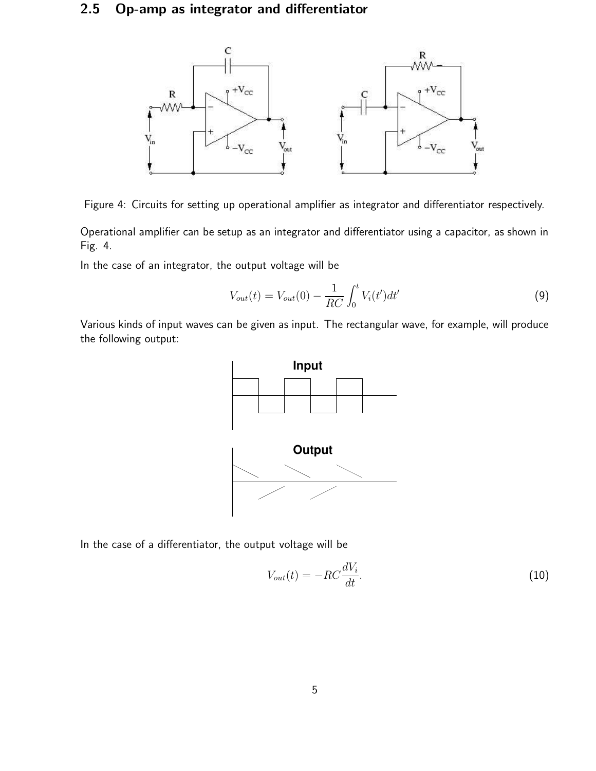## 2.5 Op-amp as integrator and differentiator

Figure 4: Circuits for setting up operational amplifier as integrator and differentiator respectively.

Operational amplifier can be setup as an integrator and differentiator using a capacitor, as shown in Fig. 4.

In the case of an integrator, the output voltage will be

$$V_{out}(t) = V_{out}(0) - \frac{1}{RC}\int_0^t V_i(t')dt' \tag{9}$$

Various kinds of input waves can be given as input. The rectangular wave, for example, will produce the following output:

In the case of a differentiator, the output voltage will be

$$V_{out}(t) = -RC\frac{dV_i}{dt}. \tag{10}$$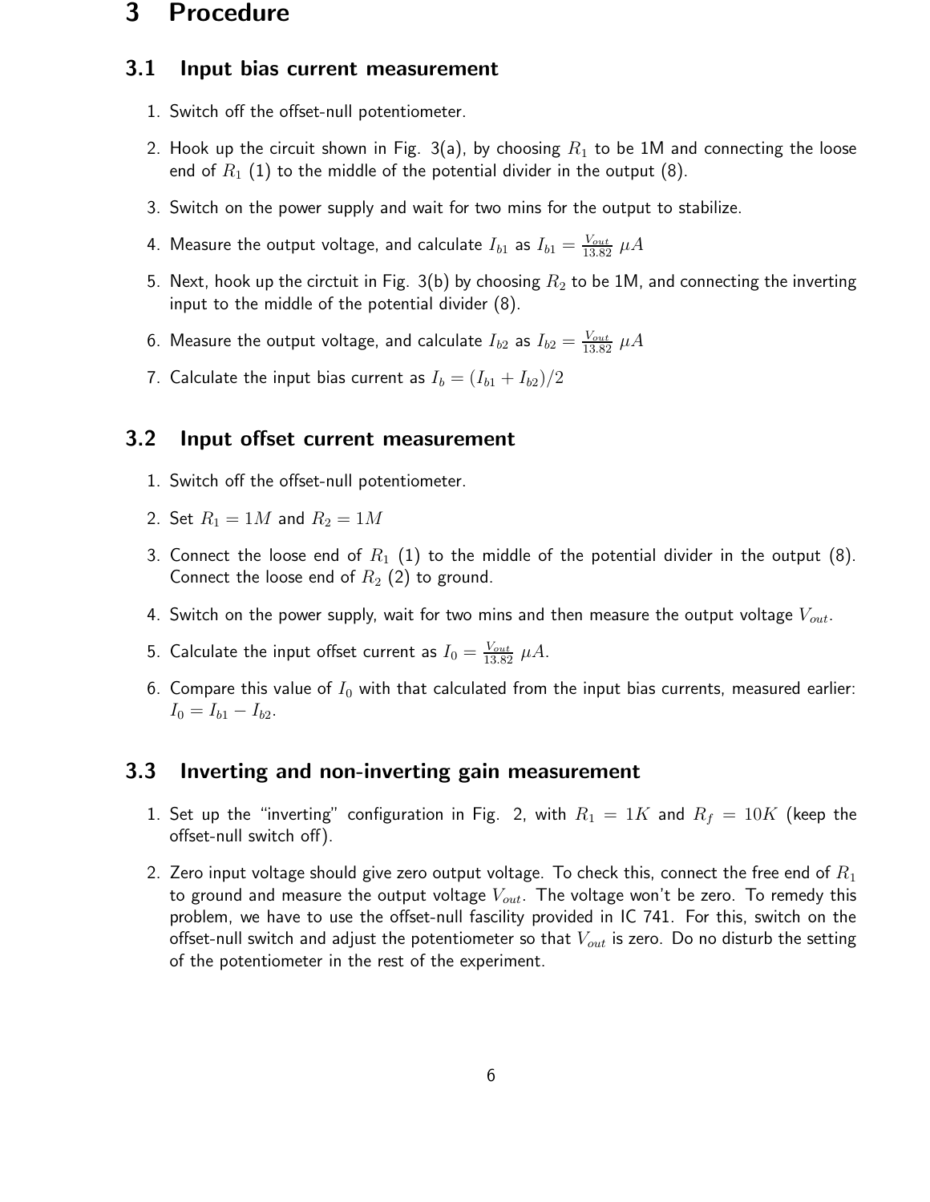# 3 Procedure

## 3.1 Input bias current measurement

1. Switch off the offset-null potentiometer.
2. Hook up the circuit shown in Fig. 3(a), by choosing $R_1$ to be 1M and connecting the loose end of $R_1$ (1) to the middle of the potential divider in the output (8).
3. Switch on the power supply and wait for two mins for the output to stabilize.
4. Measure the output voltage, and calculate $I_{b1}$ as $I_{b1} = \frac{V_{out}}{13.82}\ \mu A$
5. Next, hook up the circtuit in Fig. 3(b) by choosing $R_2$ to be 1M, and connecting the inverting input to the middle of the potential divider (8).
6. Measure the output voltage, and calculate $I_{b2}$ as $I_{b2} = \frac{V_{out}}{13.82}\ \mu A$
7. Calculate the input bias current as $I_b = (I_{b1} + I_{b2})/2$

## 3.2 Input offset current measurement

1. Switch off the offset-null potentiometer.
2. Set $R_1 = 1M$ and $R_2 = 1M$
3. Connect the loose end of $R_1$ (1) to the middle of the potential divider in the output (8). Connect the loose end of $R_2$ (2) to ground.
4. Switch on the power supply, wait for two mins and then measure the output voltage $V_{out}$.
5. Calculate the input offset current as $I_0 = \frac{V_{out}}{13.82}\ \mu A$.
6. Compare this value of $I_0$ with that calculated from the input bias currents, measured earlier: $I_0 = I_{b1} - I_{b2}$.

## 3.3 Inverting and non-inverting gain measurement

1. Set up the "inverting" configuration in Fig. 2, with $R_1 = 1K$ and $R_f = 10K$ (keep the offset-null switch off).
2. Zero input voltage should give zero output voltage. To check this, connect the free end of $R_1$ to ground and measure the output voltage $V_{out}$. The voltage won't be zero. To remedy this problem, we have to use the offset-null fascility provided in IC 741. For this, switch on the offset-null switch and adjust the potentiometer so that $V_{out}$ is zero. Do no disturb the setting of the potentiometer in the rest of the experiment.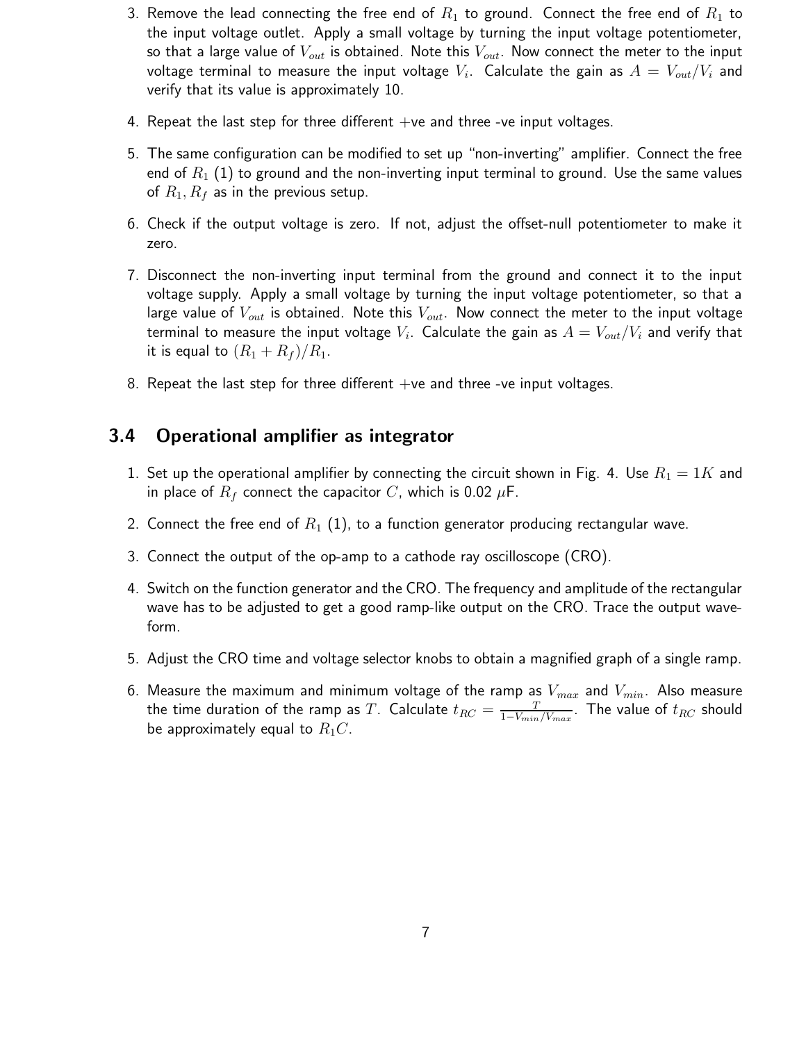3. Remove the lead connecting the free end of $R_1$ to ground. Connect the free end of $R_1$ to the input voltage outlet. Apply a small voltage by turning the input voltage potentiometer, so that a large value of $V_{out}$ is obtained. Note this $V_{out}$. Now connect the meter to the input voltage terminal to measure the input voltage $V_i$. Calculate the gain as $A = V_{out}/V_i$ and verify that its value is approximately 10.

4. Repeat the last step for three different +ve and three -ve input voltages.

5. The same configuration can be modified to set up "non-inverting" amplifier. Connect the free end of $R_1$ (1) to ground and the non-inverting input terminal to ground. Use the same values of $R_1, R_f$ as in the previous setup.

6. Check if the output voltage is zero. If not, adjust the offset-null potentiometer to make it zero.

7. Disconnect the non-inverting input terminal from the ground and connect it to the input voltage supply. Apply a small voltage by turning the input voltage potentiometer, so that a large value of $V_{out}$ is obtained. Note this $V_{out}$. Now connect the meter to the input voltage terminal to measure the input voltage $V_i$. Calculate the gain as $A = V_{out}/V_i$ and verify that it is equal to $(R_1 + R_f)/R_1$.

8. Repeat the last step for three different +ve and three -ve input voltages.

### 3.4 Operational amplifier as integrator

1. Set up the operational amplifier by connecting the circuit shown in Fig. 4. Use $R_1 = 1K$ and in place of $R_f$ connect the capacitor $C$, which is 0.02 $\mu$F.

2. Connect the free end of $R_1$ (1), to a function generator producing rectangular wave.

3. Connect the output of the op-amp to a cathode ray oscilloscope (CRO).

4. Switch on the function generator and the CRO. The frequency and amplitude of the rectangular wave has to be adjusted to get a good ramp-like output on the CRO. Trace the output waveform.

5. Adjust the CRO time and voltage selector knobs to obtain a magnified graph of a single ramp.

6. Measure the maximum and minimum voltage of the ramp as $V_{max}$ and $V_{min}$. Also measure the time duration of the ramp as $T$. Calculate $t_{RC} = \frac{T}{1 - V_{min}/V_{max}}$. The value of $t_{RC}$ should be approximately equal to $R_1 C$.